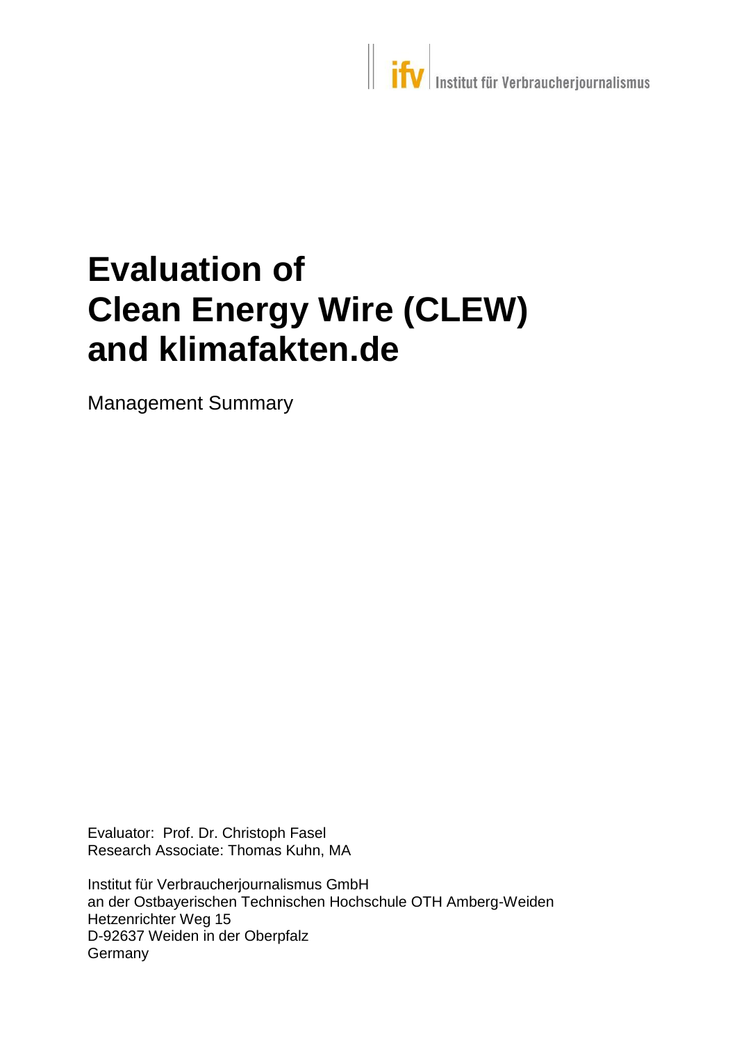ifv Institut für Verbraucherjournalismus

# Evaluation of Clean Energy Wire (CLEW) and klimafakten.de

Management Summary

Evaluator: Prof. Dr. Christoph Fasel
Research Associate: Thomas Kuhn, MA

Institut für Verbraucherjournalismus GmbH
an der Ostbayerischen Technischen Hochschule OTH Amberg-Weiden
Hetzenrichter Weg 15
D-92637 Weiden in der Oberpfalz
Germany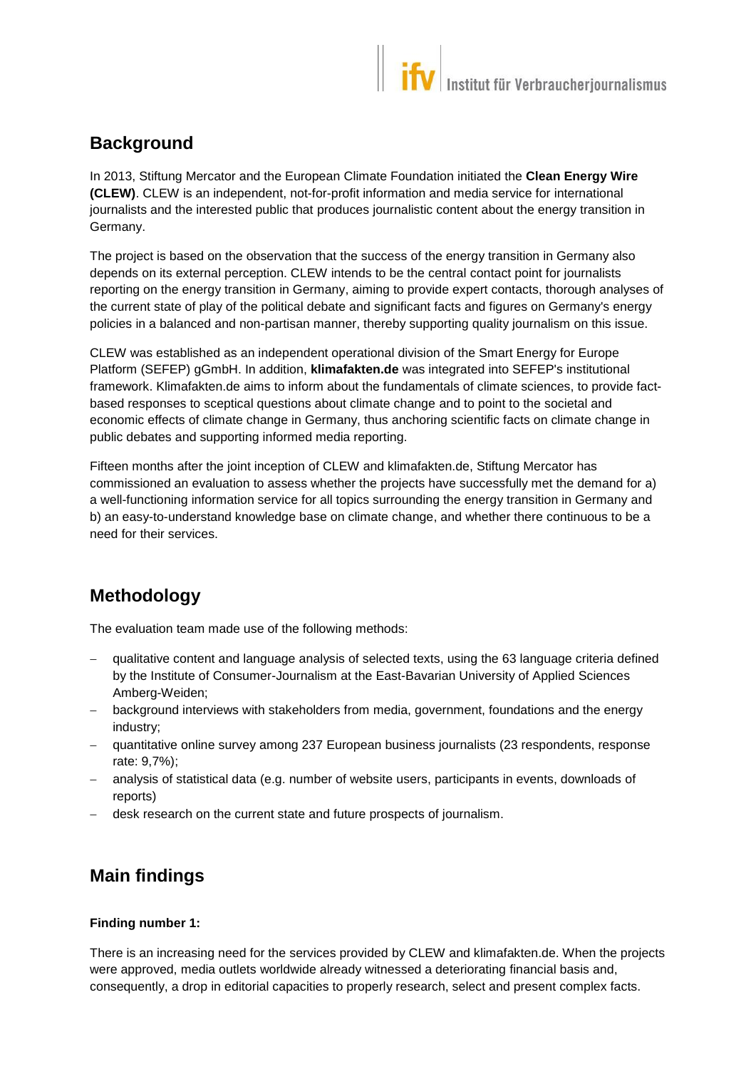## Background

In 2013, Stiftung Mercator and the European Climate Foundation initiated the **Clean Energy Wire (CLEW)**. CLEW is an independent, not-for-profit information and media service for international journalists and the interested public that produces journalistic content about the energy transition in Germany.

The project is based on the observation that the success of the energy transition in Germany also depends on its external perception. CLEW intends to be the central contact point for journalists reporting on the energy transition in Germany, aiming to provide expert contacts, thorough analyses of the current state of play of the political debate and significant facts and figures on Germany's energy policies in a balanced and non-partisan manner, thereby supporting quality journalism on this issue.

CLEW was established as an independent operational division of the Smart Energy for Europe Platform (SEFEP) gGmbH. In addition, **klimafakten.de** was integrated into SEFEP's institutional framework. Klimafakten.de aims to inform about the fundamentals of climate sciences, to provide fact-based responses to sceptical questions about climate change and to point to the societal and economic effects of climate change in Germany, thus anchoring scientific facts on climate change in public debates and supporting informed media reporting.

Fifteen months after the joint inception of CLEW and klimafakten.de, Stiftung Mercator has commissioned an evaluation to assess whether the projects have successfully met the demand for a) a well-functioning information service for all topics surrounding the energy transition in Germany and b) an easy-to-understand knowledge base on climate change, and whether there continuous to be a need for their services.

## Methodology

The evaluation team made use of the following methods:

- qualitative content and language analysis of selected texts, using the 63 language criteria defined by the Institute of Consumer-Journalism at the East-Bavarian University of Applied Sciences Amberg-Weiden;
- background interviews with stakeholders from media, government, foundations and the energy industry;
- quantitative online survey among 237 European business journalists (23 respondents, response rate: 9,7%);
- analysis of statistical data (e.g. number of website users, participants in events, downloads of reports)
- desk research on the current state and future prospects of journalism.

## Main findings

**Finding number 1:**

There is an increasing need for the services provided by CLEW and klimafakten.de. When the projects were approved, media outlets worldwide already witnessed a deteriorating financial basis and, consequently, a drop in editorial capacities to properly research, select and present complex facts.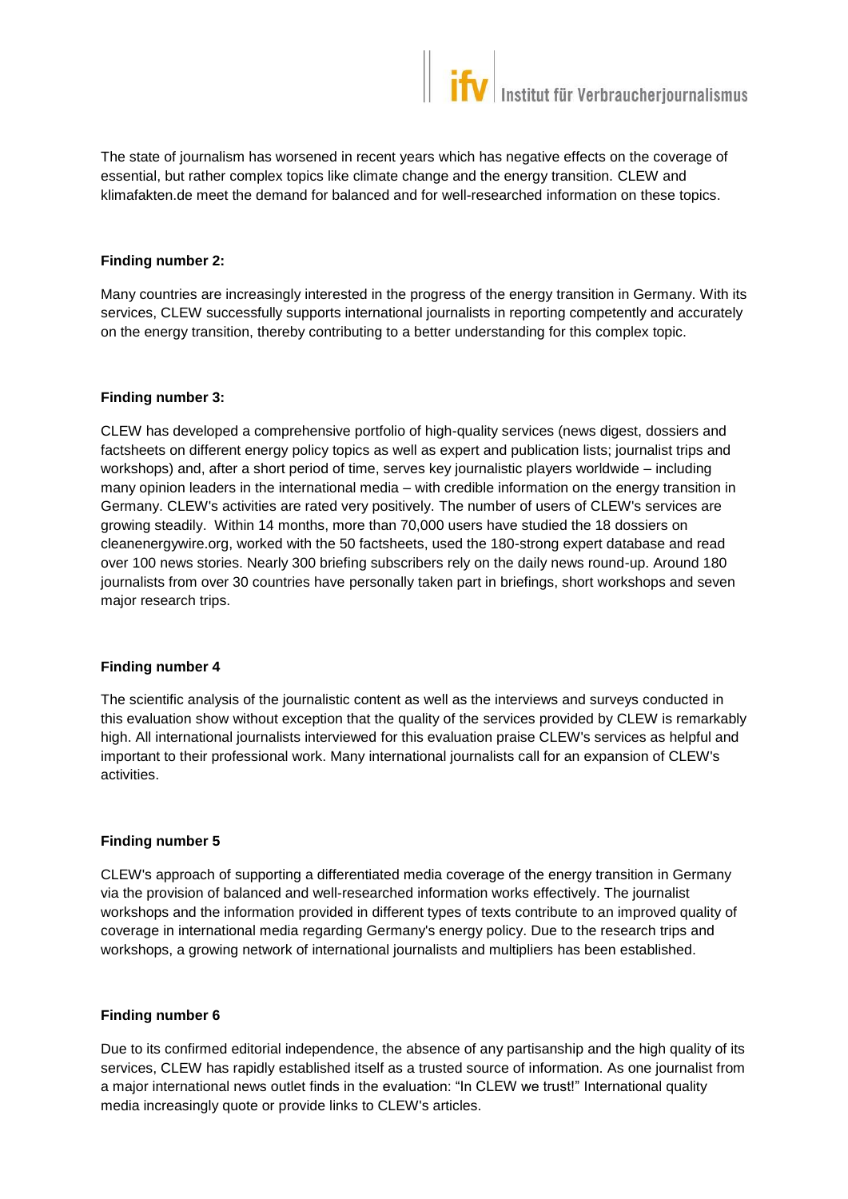The state of journalism has worsened in recent years which has negative effects on the coverage of essential, but rather complex topics like climate change and the energy transition. CLEW and klimafakten.de meet the demand for balanced and for well-researched information on these topics.

**Finding number 2:**

Many countries are increasingly interested in the progress of the energy transition in Germany. With its services, CLEW successfully supports international journalists in reporting competently and accurately on the energy transition, thereby contributing to a better understanding for this complex topic.

**Finding number 3:**

CLEW has developed a comprehensive portfolio of high-quality services (news digest, dossiers and factsheets on different energy policy topics as well as expert and publication lists; journalist trips and workshops) and, after a short period of time, serves key journalistic players worldwide – including many opinion leaders in the international media – with credible information on the energy transition in Germany. CLEW's activities are rated very positively. The number of users of CLEW's services are growing steadily. Within 14 months, more than 70,000 users have studied the 18 dossiers on cleanenergywire.org, worked with the 50 factsheets, used the 180-strong expert database and read over 100 news stories. Nearly 300 briefing subscribers rely on the daily news round-up. Around 180 journalists from over 30 countries have personally taken part in briefings, short workshops and seven major research trips.

**Finding number 4**

The scientific analysis of the journalistic content as well as the interviews and surveys conducted in this evaluation show without exception that the quality of the services provided by CLEW is remarkably high. All international journalists interviewed for this evaluation praise CLEW's services as helpful and important to their professional work. Many international journalists call for an expansion of CLEW's activities.

**Finding number 5**

CLEW's approach of supporting a differentiated media coverage of the energy transition in Germany via the provision of balanced and well-researched information works effectively. The journalist workshops and the information provided in different types of texts contribute to an improved quality of coverage in international media regarding Germany's energy policy. Due to the research trips and workshops, a growing network of international journalists and multipliers has been established.

**Finding number 6**

Due to its confirmed editorial independence, the absence of any partisanship and the high quality of its services, CLEW has rapidly established itself as a trusted source of information. As one journalist from a major international news outlet finds in the evaluation: "In CLEW we trust!" International quality media increasingly quote or provide links to CLEW's articles.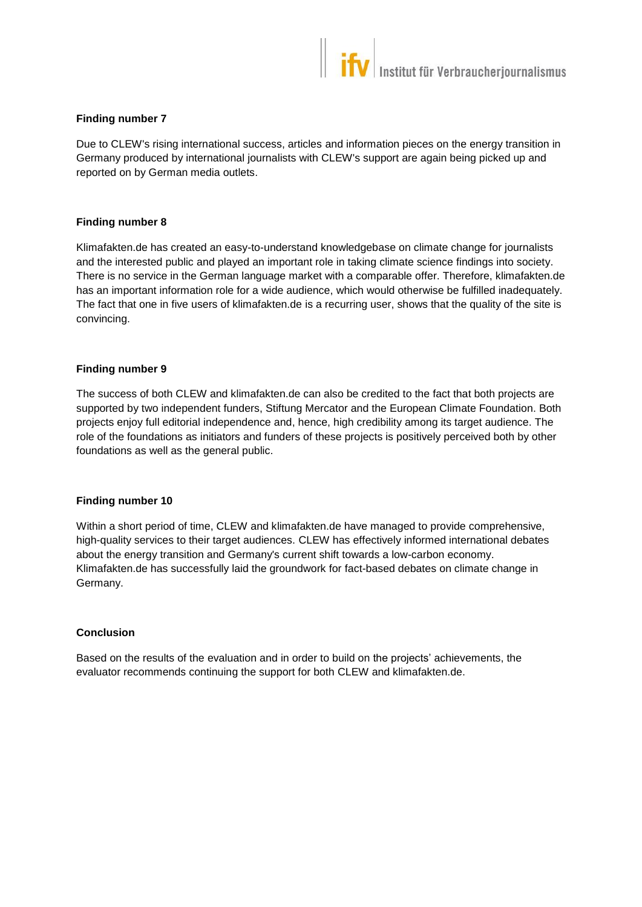**Finding number 7**

Due to CLEW's rising international success, articles and information pieces on the energy transition in Germany produced by international journalists with CLEW's support are again being picked up and reported on by German media outlets.

**Finding number 8**

Klimafakten.de has created an easy-to-understand knowledgebase on climate change for journalists and the interested public and played an important role in taking climate science findings into society. There is no service in the German language market with a comparable offer. Therefore, klimafakten.de has an important information role for a wide audience, which would otherwise be fulfilled inadequately. The fact that one in five users of klimafakten.de is a recurring user, shows that the quality of the site is convincing.

**Finding number 9**

The success of both CLEW and klimafakten.de can also be credited to the fact that both projects are supported by two independent funders, Stiftung Mercator and the European Climate Foundation. Both projects enjoy full editorial independence and, hence, high credibility among its target audience. The role of the foundations as initiators and funders of these projects is positively perceived both by other foundations as well as the general public.

**Finding number 10**

Within a short period of time, CLEW and klimafakten.de have managed to provide comprehensive, high-quality services to their target audiences. CLEW has effectively informed international debates about the energy transition and Germany's current shift towards a low-carbon economy. Klimafakten.de has successfully laid the groundwork for fact-based debates on climate change in Germany.

**Conclusion**

Based on the results of the evaluation and in order to build on the projects' achievements, the evaluator recommends continuing the support for both CLEW and klimafakten.de.